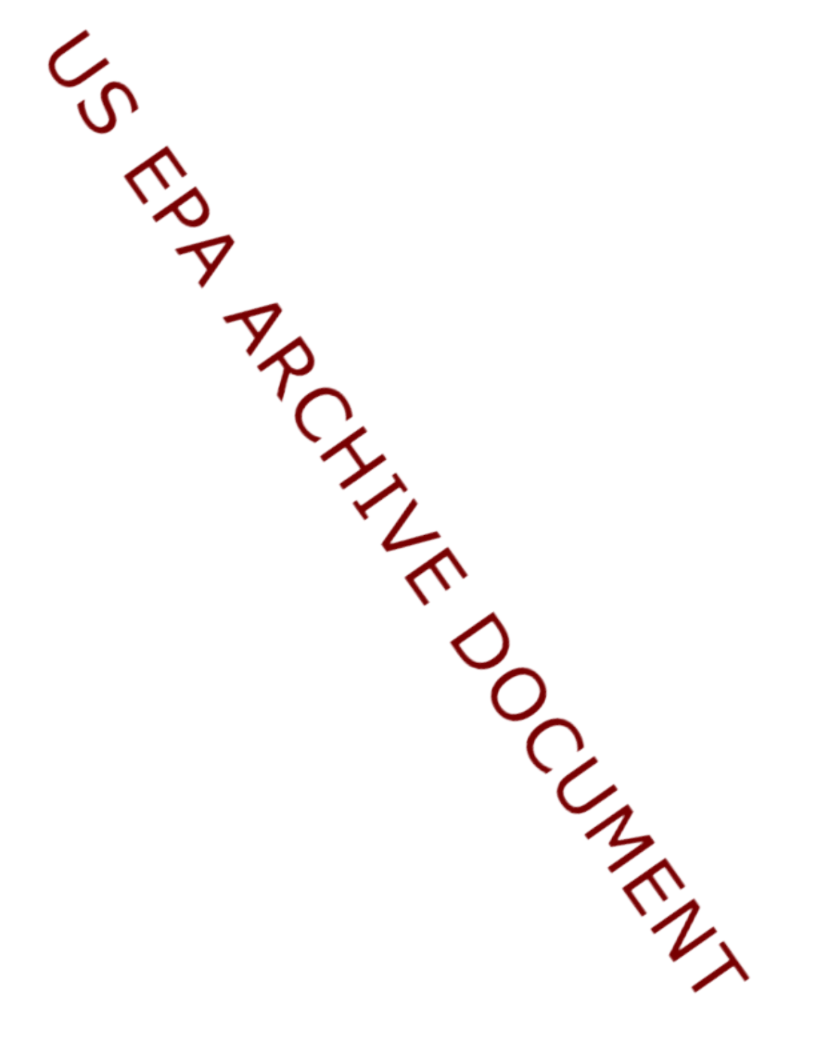US EPA ARCHIVE DOCUMENT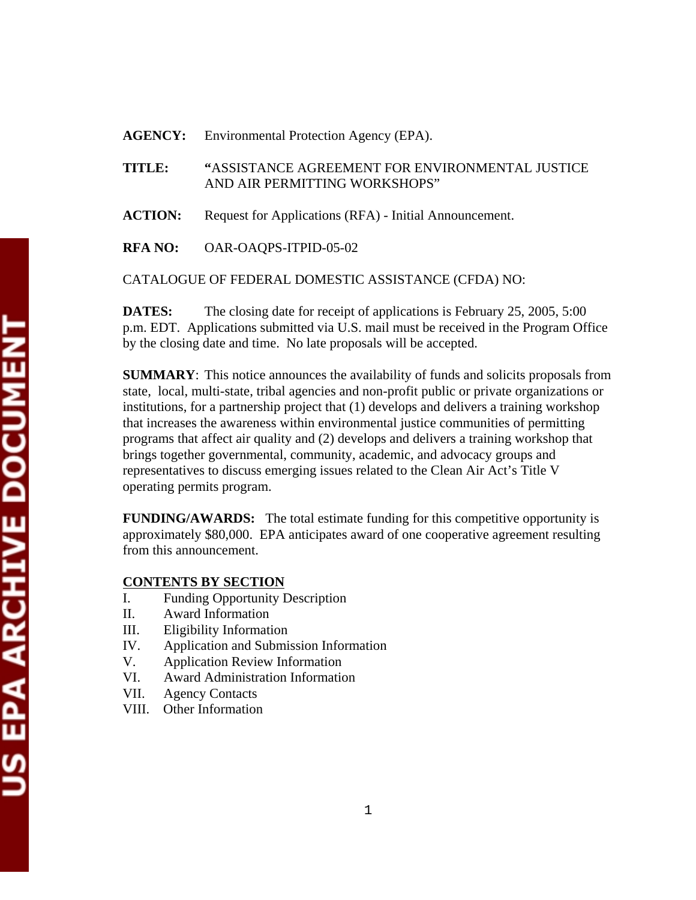**AGENCY:** Environmental Protection Agency (EPA).

**TITLE:** "ASSISTANCE AGREEMENT FOR ENVIRONMENTAL JUSTICE AND AIR PERMITTING WORKSHOPS"

**ACTION:** Request for Applications (RFA) - Initial Announcement.

**RFA NO:** OAR-OAQPS-ITPID-05-02

CATALOGUE OF FEDERAL DOMESTIC ASSISTANCE (CFDA) NO:

**DATES:** The closing date for receipt of applications is February 25, 2005, 5:00 p.m. EDT. Applications submitted via U.S. mail must be received in the Program Office by the closing date and time. No late proposals will be accepted.

**SUMMARY**: This notice announces the availability of funds and solicits proposals from state, local, multi-state, tribal agencies and non-profit public or private organizations or institutions, for a partnership project that (1) develops and delivers a training workshop that increases the awareness within environmental justice communities of permitting programs that affect air quality and (2) develops and delivers a training workshop that brings together governmental, community, academic, and advocacy groups and representatives to discuss emerging issues related to the Clean Air Act's Title V operating permits program.

**FUNDING/AWARDS:** The total estimate funding for this competitive opportunity is approximately $80,000. EPA anticipates award of one cooperative agreement resulting from this announcement.

**CONTENTS BY SECTION**

I. Funding Opportunity Description
II. Award Information
III. Eligibility Information
IV. Application and Submission Information
V. Application Review Information
VI. Award Administration Information
VII. Agency Contacts
VIII. Other Information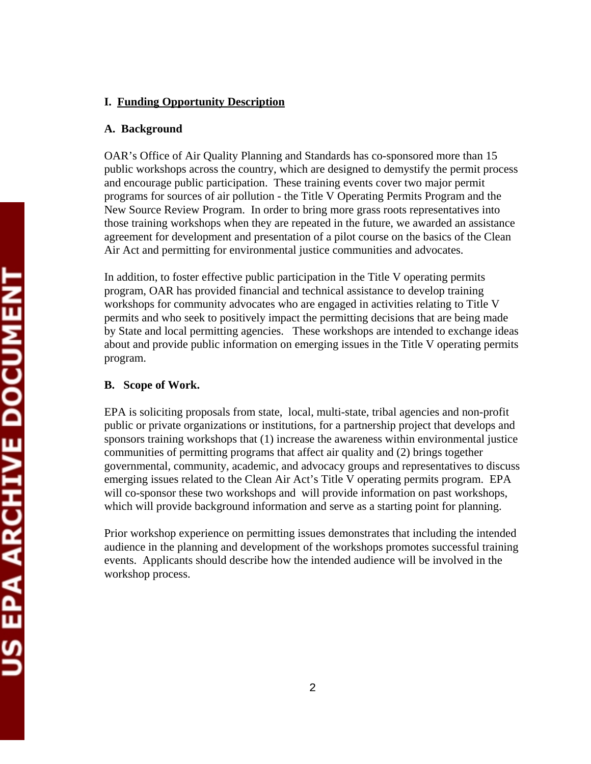## I. <u>Funding Opportunity Description</u>

### A. Background

OAR's Office of Air Quality Planning and Standards has co-sponsored more than 15 public workshops across the country, which are designed to demystify the permit process and encourage public participation. These training events cover two major permit programs for sources of air pollution - the Title V Operating Permits Program and the New Source Review Program. In order to bring more grass roots representatives into those training workshops when they are repeated in the future, we awarded an assistance agreement for development and presentation of a pilot course on the basics of the Clean Air Act and permitting for environmental justice communities and advocates.

In addition, to foster effective public participation in the Title V operating permits program, OAR has provided financial and technical assistance to develop training workshops for community advocates who are engaged in activities relating to Title V permits and who seek to positively impact the permitting decisions that are being made by State and local permitting agencies. These workshops are intended to exchange ideas about and provide public information on emerging issues in the Title V operating permits program.

### B. Scope of Work.

EPA is soliciting proposals from state, local, multi-state, tribal agencies and non-profit public or private organizations or institutions, for a partnership project that develops and sponsors training workshops that (1) increase the awareness within environmental justice communities of permitting programs that affect air quality and (2) brings together governmental, community, academic, and advocacy groups and representatives to discuss emerging issues related to the Clean Air Act's Title V operating permits program. EPA will co-sponsor these two workshops and will provide information on past workshops, which will provide background information and serve as a starting point for planning.

Prior workshop experience on permitting issues demonstrates that including the intended audience in the planning and development of the workshops promotes successful training events. Applicants should describe how the intended audience will be involved in the workshop process.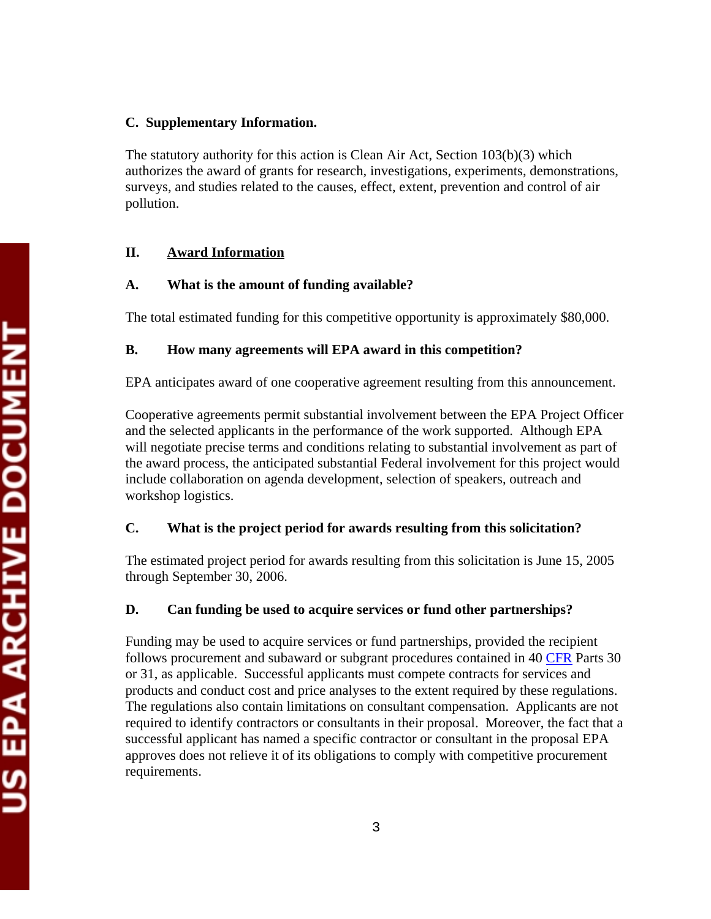### C. Supplementary Information.

The statutory authority for this action is Clean Air Act, Section 103(b)(3) which authorizes the award of grants for research, investigations, experiments, demonstrations, surveys, and studies related to the causes, effect, extent, prevention and control of air pollution.

## II. Award Information

### A. What is the amount of funding available?

The total estimated funding for this competitive opportunity is approximately $80,000.

### B. How many agreements will EPA award in this competition?

EPA anticipates award of one cooperative agreement resulting from this announcement.

Cooperative agreements permit substantial involvement between the EPA Project Officer and the selected applicants in the performance of the work supported. Although EPA will negotiate precise terms and conditions relating to substantial involvement as part of the award process, the anticipated substantial Federal involvement for this project would include collaboration on agenda development, selection of speakers, outreach and workshop logistics.

### C. What is the project period for awards resulting from this solicitation?

The estimated project period for awards resulting from this solicitation is June 15, 2005 through September 30, 2006.

### D. Can funding be used to acquire services or fund other partnerships?

Funding may be used to acquire services or fund partnerships, provided the recipient follows procurement and subaward or subgrant procedures contained in 40 CFR Parts 30 or 31, as applicable. Successful applicants must compete contracts for services and products and conduct cost and price analyses to the extent required by these regulations. The regulations also contain limitations on consultant compensation. Applicants are not required to identify contractors or consultants in their proposal. Moreover, the fact that a successful applicant has named a specific contractor or consultant in the proposal EPA approves does not relieve it of its obligations to comply with competitive procurement requirements.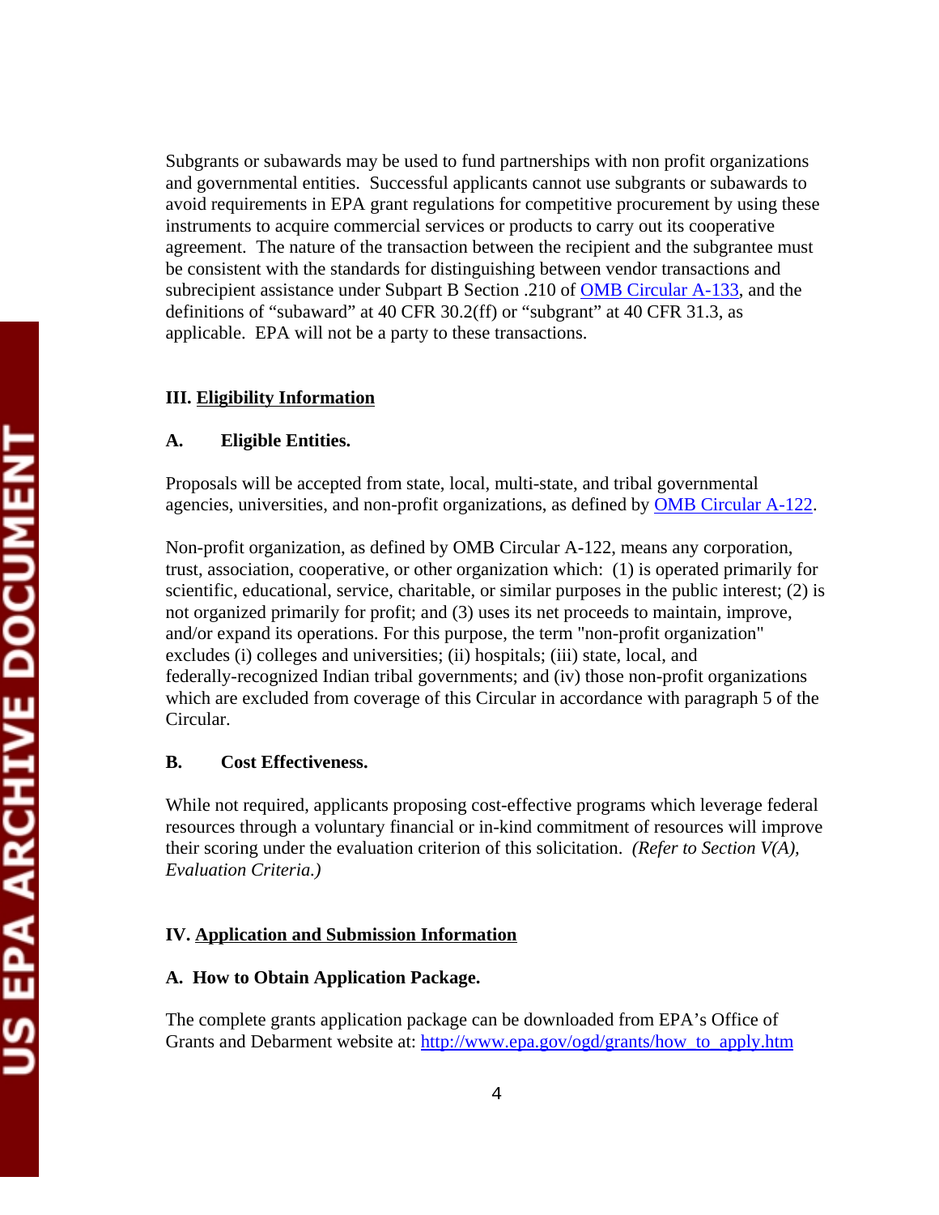Subgrants or subawards may be used to fund partnerships with non profit organizations and governmental entities. Successful applicants cannot use subgrants or subawards to avoid requirements in EPA grant regulations for competitive procurement by using these instruments to acquire commercial services or products to carry out its cooperative agreement. The nature of the transaction between the recipient and the subgrantee must be consistent with the standards for distinguishing between vendor transactions and subrecipient assistance under Subpart B Section .210 of [OMB Circular A-133](), and the definitions of "subaward" at 40 CFR 30.2(ff) or "subgrant" at 40 CFR 31.3, as applicable. EPA will not be a party to these transactions.

## III. Eligibility Information

### A. Eligible Entities.

Proposals will be accepted from state, local, multi-state, and tribal governmental agencies, universities, and non-profit organizations, as defined by [OMB Circular A-122]().

Non-profit organization, as defined by OMB Circular A-122, means any corporation, trust, association, cooperative, or other organization which: (1) is operated primarily for scientific, educational, service, charitable, or similar purposes in the public interest; (2) is not organized primarily for profit; and (3) uses its net proceeds to maintain, improve, and/or expand its operations. For this purpose, the term "non-profit organization" excludes (i) colleges and universities; (ii) hospitals; (iii) state, local, and federally-recognized Indian tribal governments; and (iv) those non-profit organizations which are excluded from coverage of this Circular in accordance with paragraph 5 of the Circular.

### B. Cost Effectiveness.

While not required, applicants proposing cost-effective programs which leverage federal resources through a voluntary financial or in-kind commitment of resources will improve their scoring under the evaluation criterion of this solicitation. *(Refer to Section V(A), Evaluation Criteria.)*

## IV. Application and Submission Information

### A. How to Obtain Application Package.

The complete grants application package can be downloaded from EPA's Office of Grants and Debarment website at: [http://www.epa.gov/ogd/grants/how_to_apply.htm](http://www.epa.gov/ogd/grants/how_to_apply.htm)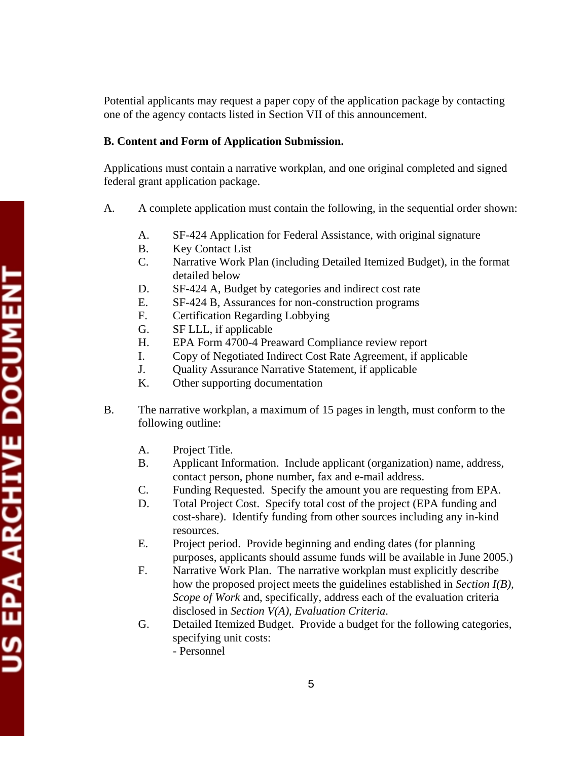Potential applicants may request a paper copy of the application package by contacting one of the agency contacts listed in Section VII of this announcement.

**B. Content and Form of Application Submission.**

Applications must contain a narrative workplan, and one original completed and signed federal grant application package.

A. A complete application must contain the following, in the sequential order shown:

   A. SF-424 Application for Federal Assistance, with original signature
   B. Key Contact List
   C. Narrative Work Plan (including Detailed Itemized Budget), in the format detailed below
   D. SF-424 A, Budget by categories and indirect cost rate
   E. SF-424 B, Assurances for non-construction programs
   F. Certification Regarding Lobbying
   G. SF LLL, if applicable
   H. EPA Form 4700-4 Preaward Compliance review report
   I. Copy of Negotiated Indirect Cost Rate Agreement, if applicable
   J. Quality Assurance Narrative Statement, if applicable
   K. Other supporting documentation

B. The narrative workplan, a maximum of 15 pages in length, must conform to the following outline:

   A. Project Title.
   B. Applicant Information. Include applicant (organization) name, address, contact person, phone number, fax and e-mail address.
   C. Funding Requested. Specify the amount you are requesting from EPA.
   D. Total Project Cost. Specify total cost of the project (EPA funding and cost-share). Identify funding from other sources including any in-kind resources.
   E. Project period. Provide beginning and ending dates (for planning purposes, applicants should assume funds will be available in June 2005.)
   F. Narrative Work Plan. The narrative workplan must explicitly describe how the proposed project meets the guidelines established in *Section I(B), Scope of Work* and, specifically, address each of the evaluation criteria disclosed in *Section V(A), Evaluation Criteria*.
   G. Detailed Itemized Budget. Provide a budget for the following categories, specifying unit costs:
      - Personnel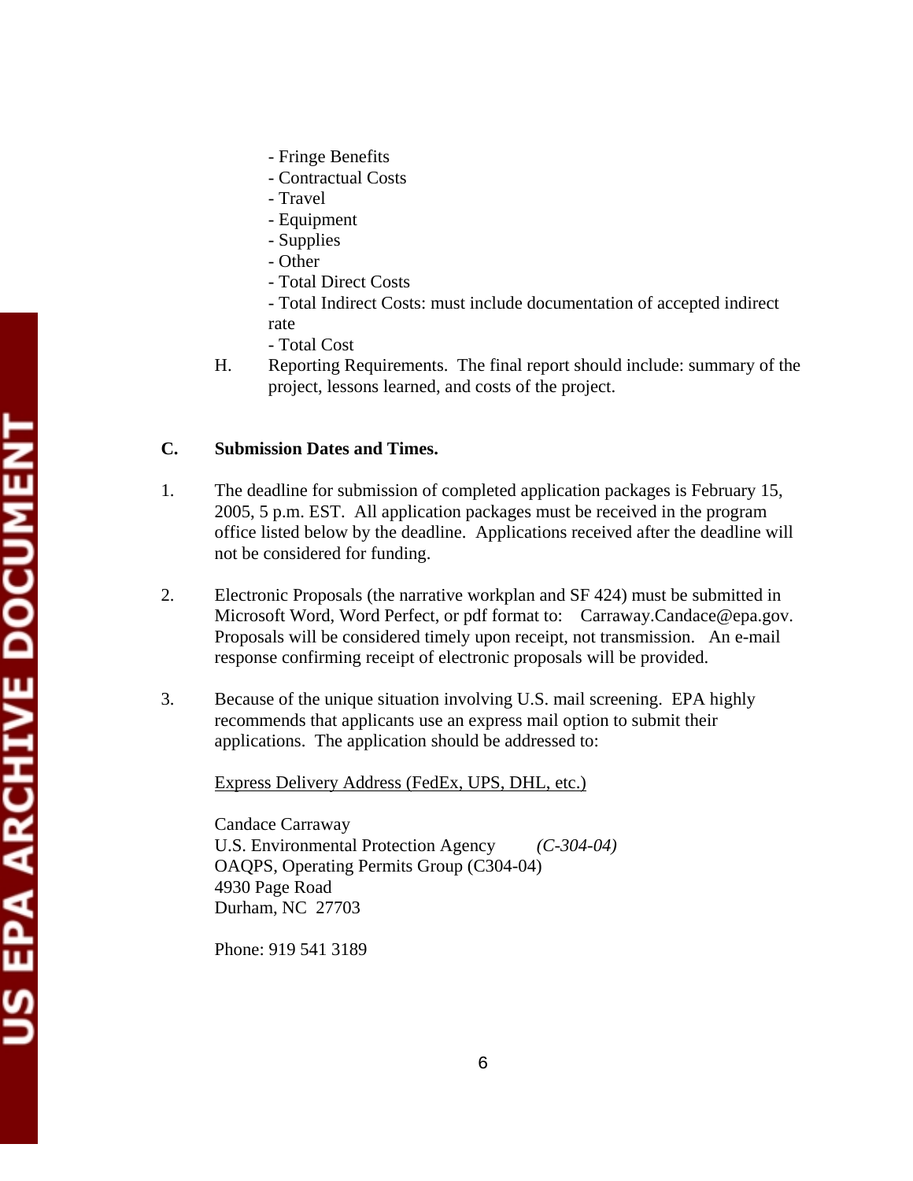- Fringe Benefits
- Contractual Costs
- Travel
- Equipment
- Supplies
- Other
- Total Direct Costs
- Total Indirect Costs: must include documentation of accepted indirect rate
- Total Cost

H. Reporting Requirements. The final report should include: summary of the project, lessons learned, and costs of the project.

**C. Submission Dates and Times.**

1. The deadline for submission of completed application packages is February 15, 2005, 5 p.m. EST. All application packages must be received in the program office listed below by the deadline. Applications received after the deadline will not be considered for funding.

2. Electronic Proposals (the narrative workplan and SF 424) must be submitted in Microsoft Word, Word Perfect, or pdf format to: Carraway.Candace@epa.gov. Proposals will be considered timely upon receipt, not transmission. An e-mail response confirming receipt of electronic proposals will be provided.

3. Because of the unique situation involving U.S. mail screening. EPA highly recommends that applicants use an express mail option to submit their applications. The application should be addressed to:

Express Delivery Address (FedEx, UPS, DHL, etc.)

Candace Carraway
U.S. Environmental Protection Agency *(C-304-04)*
OAQPS, Operating Permits Group (C304-04)
4930 Page Road
Durham, NC 27703

Phone: 919 541 3189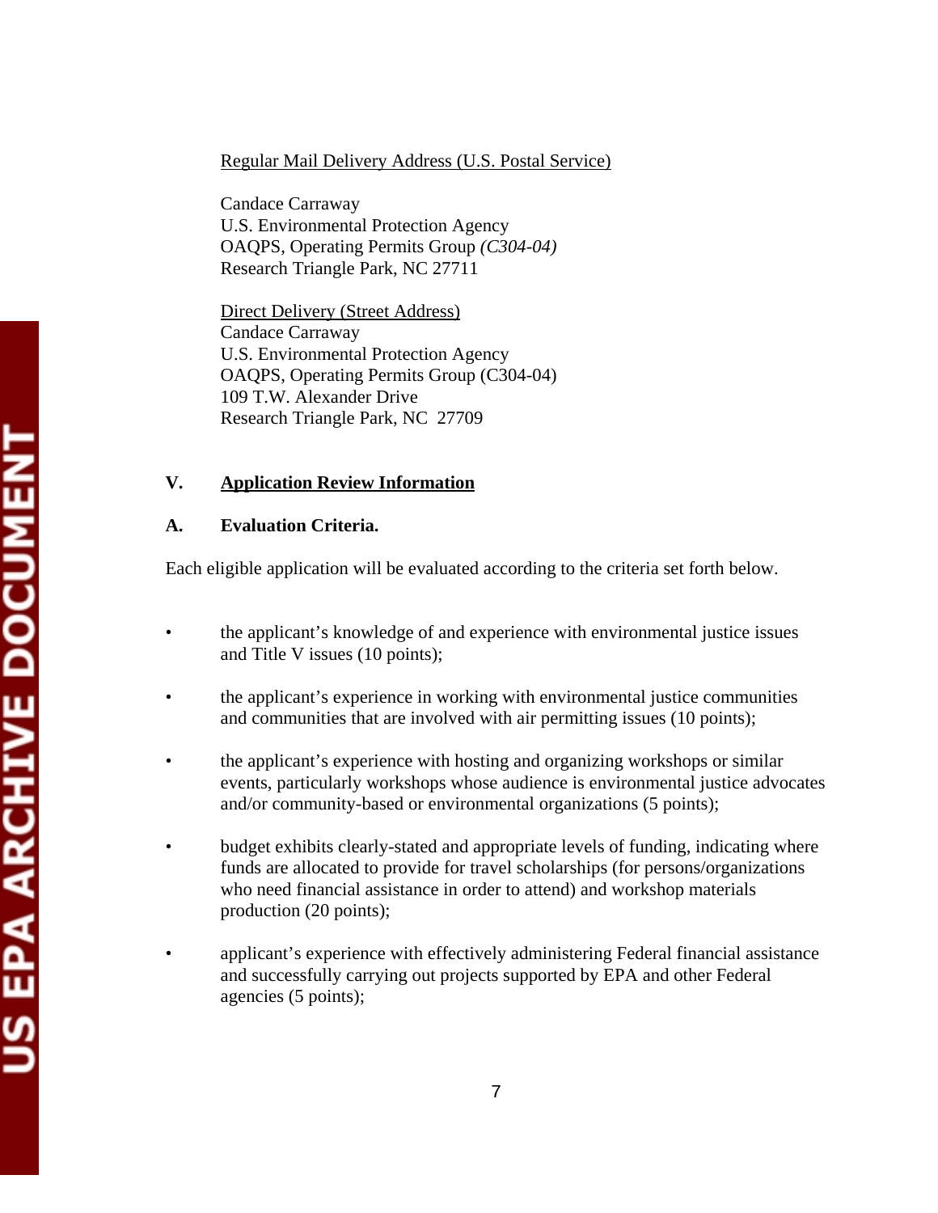Regular Mail Delivery Address (U.S. Postal Service)

Candace Carraway  
U.S. Environmental Protection Agency  
OAQPS, Operating Permits Group *(C304-04)*  
Research Triangle Park, NC 27711

Direct Delivery (Street Address)  
Candace Carraway  
U.S. Environmental Protection Agency  
OAQPS, Operating Permits Group (C304-04)  
109 T.W. Alexander Drive  
Research Triangle Park, NC 27709

## V. Application Review Information

### A. Evaluation Criteria.

Each eligible application will be evaluated according to the criteria set forth below.

- the applicant's knowledge of and experience with environmental justice issues and Title V issues (10 points);
- the applicant's experience in working with environmental justice communities and communities that are involved with air permitting issues (10 points);
- the applicant's experience with hosting and organizing workshops or similar events, particularly workshops whose audience is environmental justice advocates and/or community-based or environmental organizations (5 points);
- budget exhibits clearly-stated and appropriate levels of funding, indicating where funds are allocated to provide for travel scholarships (for persons/organizations who need financial assistance in order to attend) and workshop materials production (20 points);
- applicant's experience with effectively administering Federal financial assistance and successfully carrying out projects supported by EPA and other Federal agencies (5 points);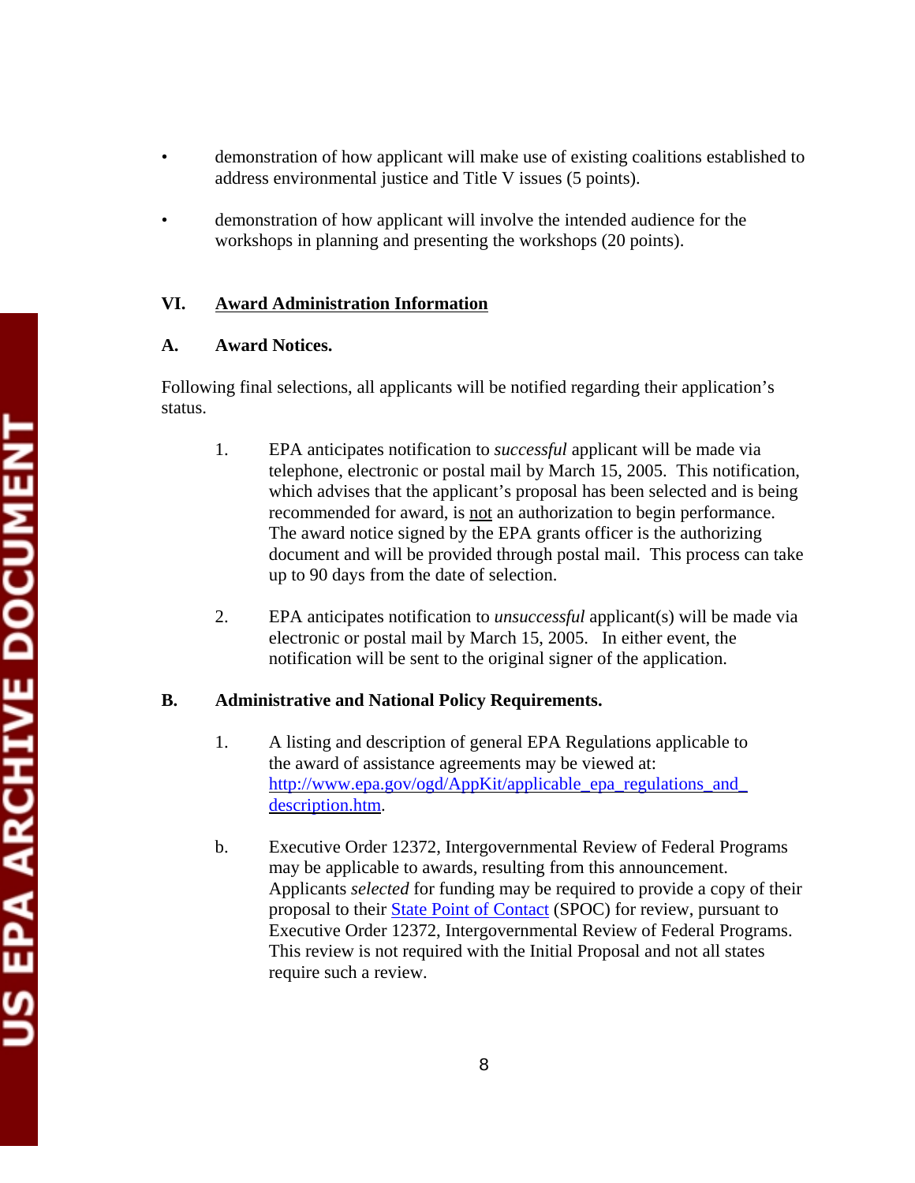- demonstration of how applicant will make use of existing coalitions established to address environmental justice and Title V issues (5 points).

- demonstration of how applicant will involve the intended audience for the workshops in planning and presenting the workshops (20 points).

## VI. Award Administration Information

### A. Award Notices.

Following final selections, all applicants will be notified regarding their application's status.

1. EPA anticipates notification to *successful* applicant will be made via telephone, electronic or postal mail by March 15, 2005. This notification, which advises that the applicant's proposal has been selected and is being recommended for award, is not an authorization to begin performance. The award notice signed by the EPA grants officer is the authorizing document and will be provided through postal mail. This process can take up to 90 days from the date of selection.

2. EPA anticipates notification to *unsuccessful* applicant(s) will be made via electronic or postal mail by March 15, 2005. In either event, the notification will be sent to the original signer of the application.

### B. Administrative and National Policy Requirements.

1. A listing and description of general EPA Regulations applicable to the award of assistance agreements may be viewed at: [http://www.epa.gov/ogd/AppKit/applicable_epa_regulations_and_description.htm](http://www.epa.gov/ogd/AppKit/applicable_epa_regulations_and_description.htm).

b. Executive Order 12372, Intergovernmental Review of Federal Programs may be applicable to awards, resulting from this announcement. Applicants *selected* for funding may be required to provide a copy of their proposal to their State Point of Contact (SPOC) for review, pursuant to Executive Order 12372, Intergovernmental Review of Federal Programs. This review is not required with the Initial Proposal and not all states require such a review.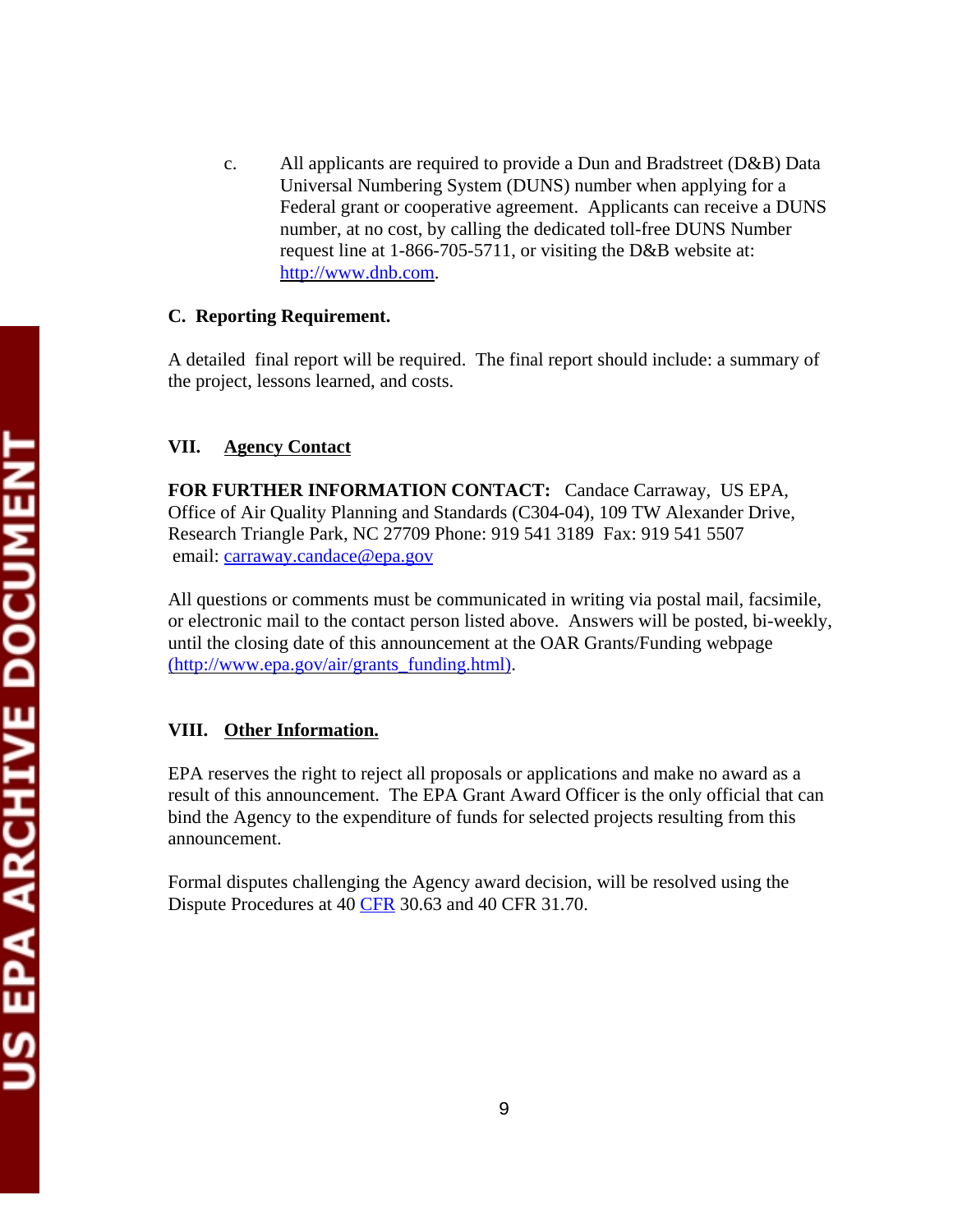c. All applicants are required to provide a Dun and Bradstreet (D&B) Data Universal Numbering System (DUNS) number when applying for a Federal grant or cooperative agreement. Applicants can receive a DUNS number, at no cost, by calling the dedicated toll-free DUNS Number request line at 1-866-705-5711, or visiting the D&B website at: http://www.dnb.com.

**C. Reporting Requirement.**

A detailed final report will be required. The final report should include: a summary of the project, lessons learned, and costs.

## VII. Agency Contact

**FOR FURTHER INFORMATION CONTACT:** Candace Carraway, US EPA, Office of Air Quality Planning and Standards (C304-04), 109 TW Alexander Drive, Research Triangle Park, NC 27709 Phone: 919 541 3189 Fax: 919 541 5507 email: carraway.candace@epa.gov

All questions or comments must be communicated in writing via postal mail, facsimile, or electronic mail to the contact person listed above. Answers will be posted, bi-weekly, until the closing date of this announcement at the OAR Grants/Funding webpage (http://www.epa.gov/air/grants_funding.html).

## VIII. Other Information.

EPA reserves the right to reject all proposals or applications and make no award as a result of this announcement. The EPA Grant Award Officer is the only official that can bind the Agency to the expenditure of funds for selected projects resulting from this announcement.

Formal disputes challenging the Agency award decision, will be resolved using the Dispute Procedures at 40 CFR 30.63 and 40 CFR 31.70.